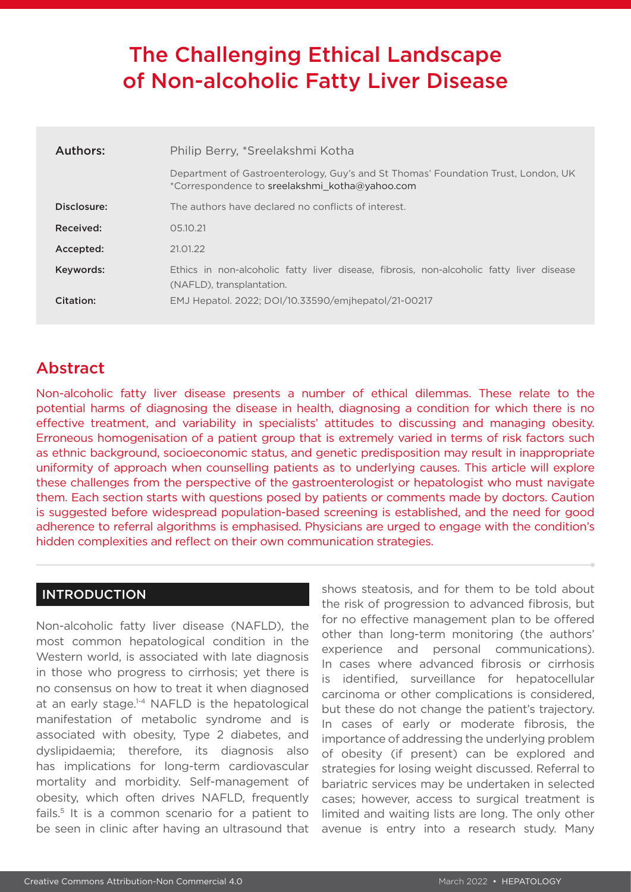# The Challenging Ethical Landscape of Non-alcoholic Fatty Liver Disease

| | |
|---|---|
| **Authors:** | Philip Berry, *Sreelakshmi Kotha |
| | Department of Gastroenterology, Guy's and St Thomas' Foundation Trust, London, UK<br>*Correspondence to sreelakshmi_kotha@yahoo.com |
| **Disclosure:** | The authors have declared no conflicts of interest. |
| **Received:** | 05.10.21 |
| **Accepted:** | 21.01.22 |
| **Keywords:** | Ethics in non-alcoholic fatty liver disease, fibrosis, non-alcoholic fatty liver disease (NAFLD), transplantation. |
| **Citation:** | EMJ Hepatol. 2022; DOI/10.33590/emjhepatol/21-00217 |

## Abstract

Non-alcoholic fatty liver disease presents a number of ethical dilemmas. These relate to the potential harms of diagnosing the disease in health, diagnosing a condition for which there is no effective treatment, and variability in specialists' attitudes to discussing and managing obesity. Erroneous homogenisation of a patient group that is extremely varied in terms of risk factors such as ethnic background, socioeconomic status, and genetic predisposition may result in inappropriate uniformity of approach when counselling patients as to underlying causes. This article will explore these challenges from the perspective of the gastroenterologist or hepatologist who must navigate them. Each section starts with questions posed by patients or comments made by doctors. Caution is suggested before widespread population-based screening is established, and the need for good adherence to referral algorithms is emphasised. Physicians are urged to engage with the condition's hidden complexities and reflect on their own communication strategies.

## INTRODUCTION

Non-alcoholic fatty liver disease (NAFLD), the most common hepatological condition in the Western world, is associated with late diagnosis in those who progress to cirrhosis; yet there is no consensus on how to treat it when diagnosed at an early stage.[1-4] NAFLD is the hepatological manifestation of metabolic syndrome and is associated with obesity, Type 2 diabetes, and dyslipidaemia; therefore, its diagnosis also has implications for long-term cardiovascular mortality and morbidity. Self-management of obesity, which often drives NAFLD, frequently fails.[5] It is a common scenario for a patient to be seen in clinic after having an ultrasound that shows steatosis, and for them to be told about the risk of progression to advanced fibrosis, but for no effective management plan to be offered other than long-term monitoring (the authors' experience and personal communications). In cases where advanced fibrosis or cirrhosis is identified, surveillance for hepatocellular carcinoma or other complications is considered, but these do not change the patient's trajectory. In cases of early or moderate fibrosis, the importance of addressing the underlying problem of obesity (if present) can be explored and strategies for losing weight discussed. Referral to bariatric services may be undertaken in selected cases; however, access to surgical treatment is limited and waiting lists are long. The only other avenue is entry into a research study. Many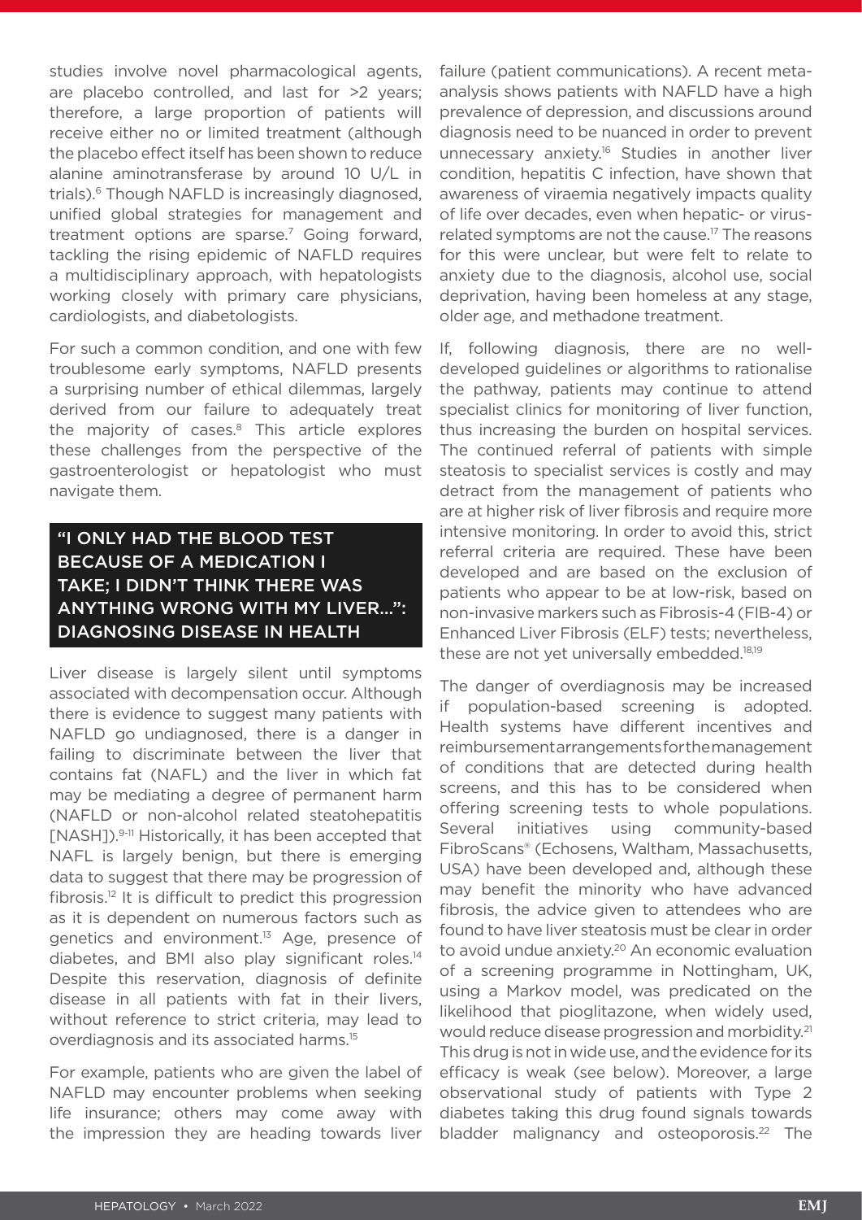studies involve novel pharmacological agents, are placebo controlled, and last for >2 years; therefore, a large proportion of patients will receive either no or limited treatment (although the placebo effect itself has been shown to reduce alanine aminotransferase by around 10 U/L in trials).[6] Though NAFLD is increasingly diagnosed, unified global strategies for management and treatment options are sparse.[7] Going forward, tackling the rising epidemic of NAFLD requires a multidisciplinary approach, with hepatologists working closely with primary care physicians, cardiologists, and diabetologists.

For such a common condition, and one with few troublesome early symptoms, NAFLD presents a surprising number of ethical dilemmas, largely derived from our failure to adequately treat the majority of cases.[8] This article explores these challenges from the perspective of the gastroenterologist or hepatologist who must navigate them.

## "I ONLY HAD THE BLOOD TEST BECAUSE OF A MEDICATION I TAKE; I DIDN'T THINK THERE WAS ANYTHING WRONG WITH MY LIVER...": DIAGNOSING DISEASE IN HEALTH

Liver disease is largely silent until symptoms associated with decompensation occur. Although there is evidence to suggest many patients with NAFLD go undiagnosed, there is a danger in failing to discriminate between the liver that contains fat (NAFL) and the liver in which fat may be mediating a degree of permanent harm (NAFLD or non-alcohol related steatohepatitis [NASH]).[9-11] Historically, it has been accepted that NAFL is largely benign, but there is emerging data to suggest that there may be progression of fibrosis.[12] It is difficult to predict this progression as it is dependent on numerous factors such as genetics and environment.[13] Age, presence of diabetes, and BMI also play significant roles.[14] Despite this reservation, diagnosis of definite disease in all patients with fat in their livers, without reference to strict criteria, may lead to overdiagnosis and its associated harms.[15]

For example, patients who are given the label of NAFLD may encounter problems when seeking life insurance; others may come away with the impression they are heading towards liver failure (patient communications). A recent meta-analysis shows patients with NAFLD have a high prevalence of depression, and discussions around diagnosis need to be nuanced in order to prevent unnecessary anxiety.[16] Studies in another liver condition, hepatitis C infection, have shown that awareness of viraemia negatively impacts quality of life over decades, even when hepatic- or virus-related symptoms are not the cause.[17] The reasons for this were unclear, but were felt to relate to anxiety due to the diagnosis, alcohol use, social deprivation, having been homeless at any stage, older age, and methadone treatment.

If, following diagnosis, there are no well-developed guidelines or algorithms to rationalise the pathway, patients may continue to attend specialist clinics for monitoring of liver function, thus increasing the burden on hospital services. The continued referral of patients with simple steatosis to specialist services is costly and may detract from the management of patients who are at higher risk of liver fibrosis and require more intensive monitoring. In order to avoid this, strict referral criteria are required. These have been developed and are based on the exclusion of patients who appear to be at low-risk, based on non-invasive markers such as Fibrosis-4 (FIB-4) or Enhanced Liver Fibrosis (ELF) tests; nevertheless, these are not yet universally embedded.[18,19]

The danger of overdiagnosis may be increased if population-based screening is adopted. Health systems have different incentives and reimbursement arrangements for the management of conditions that are detected during health screens, and this has to be considered when offering screening tests to whole populations. Several initiatives using community-based FibroScans® (Echosens, Waltham, Massachusetts, USA) have been developed and, although these may benefit the minority who have advanced fibrosis, the advice given to attendees who are found to have liver steatosis must be clear in order to avoid undue anxiety.[20] An economic evaluation of a screening programme in Nottingham, UK, using a Markov model, was predicated on the likelihood that pioglitazone, when widely used, would reduce disease progression and morbidity.[21] This drug is not in wide use, and the evidence for its efficacy is weak (see below). Moreover, a large observational study of patients with Type 2 diabetes taking this drug found signals towards bladder malignancy and osteoporosis.[22] The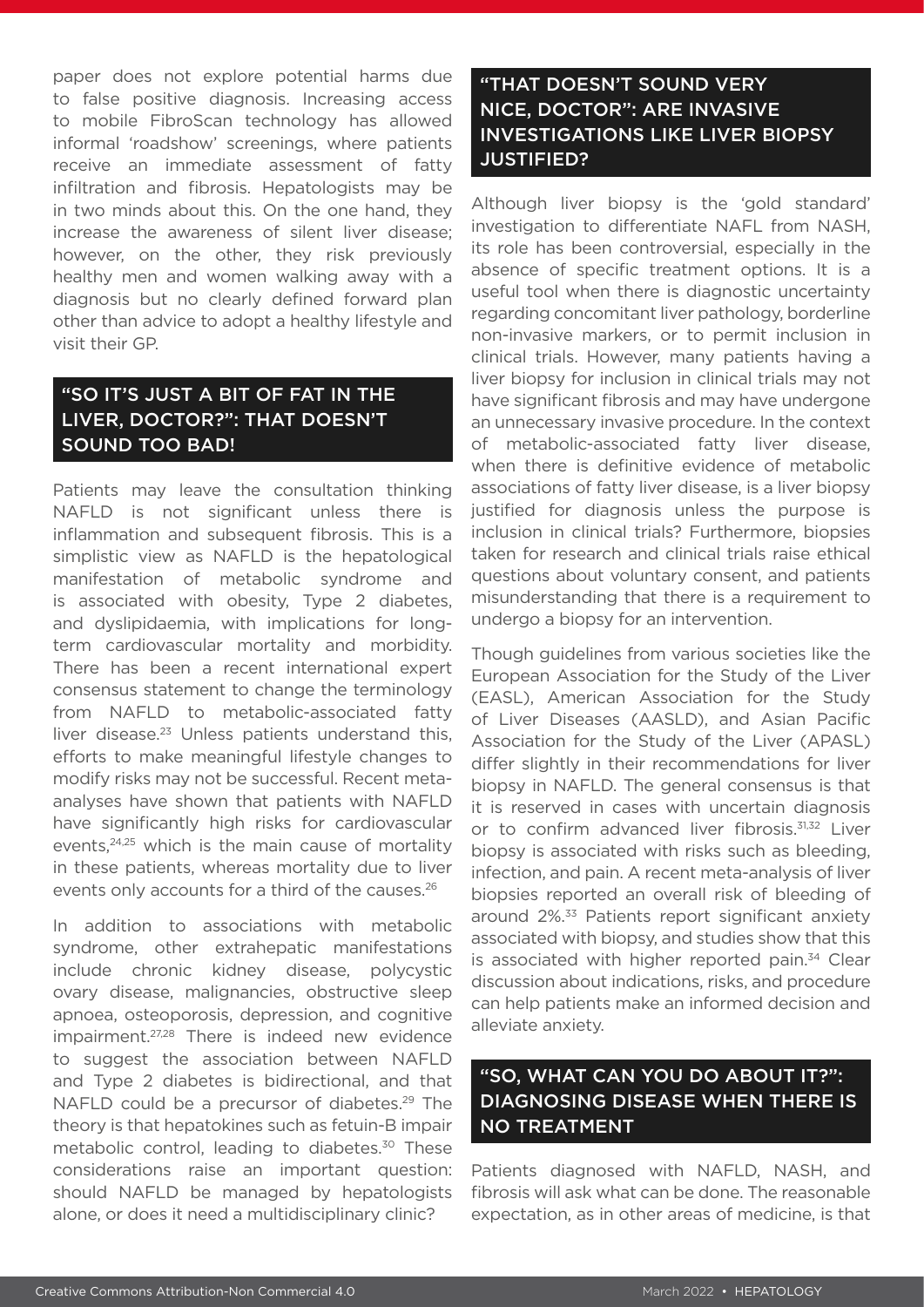paper does not explore potential harms due to false positive diagnosis. Increasing access to mobile FibroScan technology has allowed informal 'roadshow' screenings, where patients receive an immediate assessment of fatty infiltration and fibrosis. Hepatologists may be in two minds about this. On the one hand, they increase the awareness of silent liver disease; however, on the other, they risk previously healthy men and women walking away with a diagnosis but no clearly defined forward plan other than advice to adopt a healthy lifestyle and visit their GP.

## "SO IT'S JUST A BIT OF FAT IN THE LIVER, DOCTOR?": THAT DOESN'T SOUND TOO BAD!

Patients may leave the consultation thinking NAFLD is not significant unless there is inflammation and subsequent fibrosis. This is a simplistic view as NAFLD is the hepatological manifestation of metabolic syndrome and is associated with obesity, Type 2 diabetes, and dyslipidaemia, with implications for long-term cardiovascular mortality and morbidity. There has been a recent international expert consensus statement to change the terminology from NAFLD to metabolic-associated fatty liver disease.[23] Unless patients understand this, efforts to make meaningful lifestyle changes to modify risks may not be successful. Recent meta-analyses have shown that patients with NAFLD have significantly high risks for cardiovascular events,[24,25] which is the main cause of mortality in these patients, whereas mortality due to liver events only accounts for a third of the causes.[26]

In addition to associations with metabolic syndrome, other extrahepatic manifestations include chronic kidney disease, polycystic ovary disease, malignancies, obstructive sleep apnoea, osteoporosis, depression, and cognitive impairment.[27,28] There is indeed new evidence to suggest the association between NAFLD and Type 2 diabetes is bidirectional, and that NAFLD could be a precursor of diabetes.[29] The theory is that hepatokines such as fetuin-B impair metabolic control, leading to diabetes.[30] These considerations raise an important question: should NAFLD be managed by hepatologists alone, or does it need a multidisciplinary clinic?

## "THAT DOESN'T SOUND VERY NICE, DOCTOR": ARE INVASIVE INVESTIGATIONS LIKE LIVER BIOPSY JUSTIFIED?

Although liver biopsy is the 'gold standard' investigation to differentiate NAFL from NASH, its role has been controversial, especially in the absence of specific treatment options. It is a useful tool when there is diagnostic uncertainty regarding concomitant liver pathology, borderline non-invasive markers, or to permit inclusion in clinical trials. However, many patients having a liver biopsy for inclusion in clinical trials may not have significant fibrosis and may have undergone an unnecessary invasive procedure. In the context of metabolic-associated fatty liver disease, when there is definitive evidence of metabolic associations of fatty liver disease, is a liver biopsy justified for diagnosis unless the purpose is inclusion in clinical trials? Furthermore, biopsies taken for research and clinical trials raise ethical questions about voluntary consent, and patients misunderstanding that there is a requirement to undergo a biopsy for an intervention.

Though guidelines from various societies like the European Association for the Study of the Liver (EASL), American Association for the Study of Liver Diseases (AASLD), and Asian Pacific Association for the Study of the Liver (APASL) differ slightly in their recommendations for liver biopsy in NAFLD. The general consensus is that it is reserved in cases with uncertain diagnosis or to confirm advanced liver fibrosis.[31,32] Liver biopsy is associated with risks such as bleeding, infection, and pain. A recent meta-analysis of liver biopsies reported an overall risk of bleeding of around 2%.[33] Patients report significant anxiety associated with biopsy, and studies show that this is associated with higher reported pain.[34] Clear discussion about indications, risks, and procedure can help patients make an informed decision and alleviate anxiety.

## "SO, WHAT CAN YOU DO ABOUT IT?": DIAGNOSING DISEASE WHEN THERE IS NO TREATMENT

Patients diagnosed with NAFLD, NASH, and fibrosis will ask what can be done. The reasonable expectation, as in other areas of medicine, is that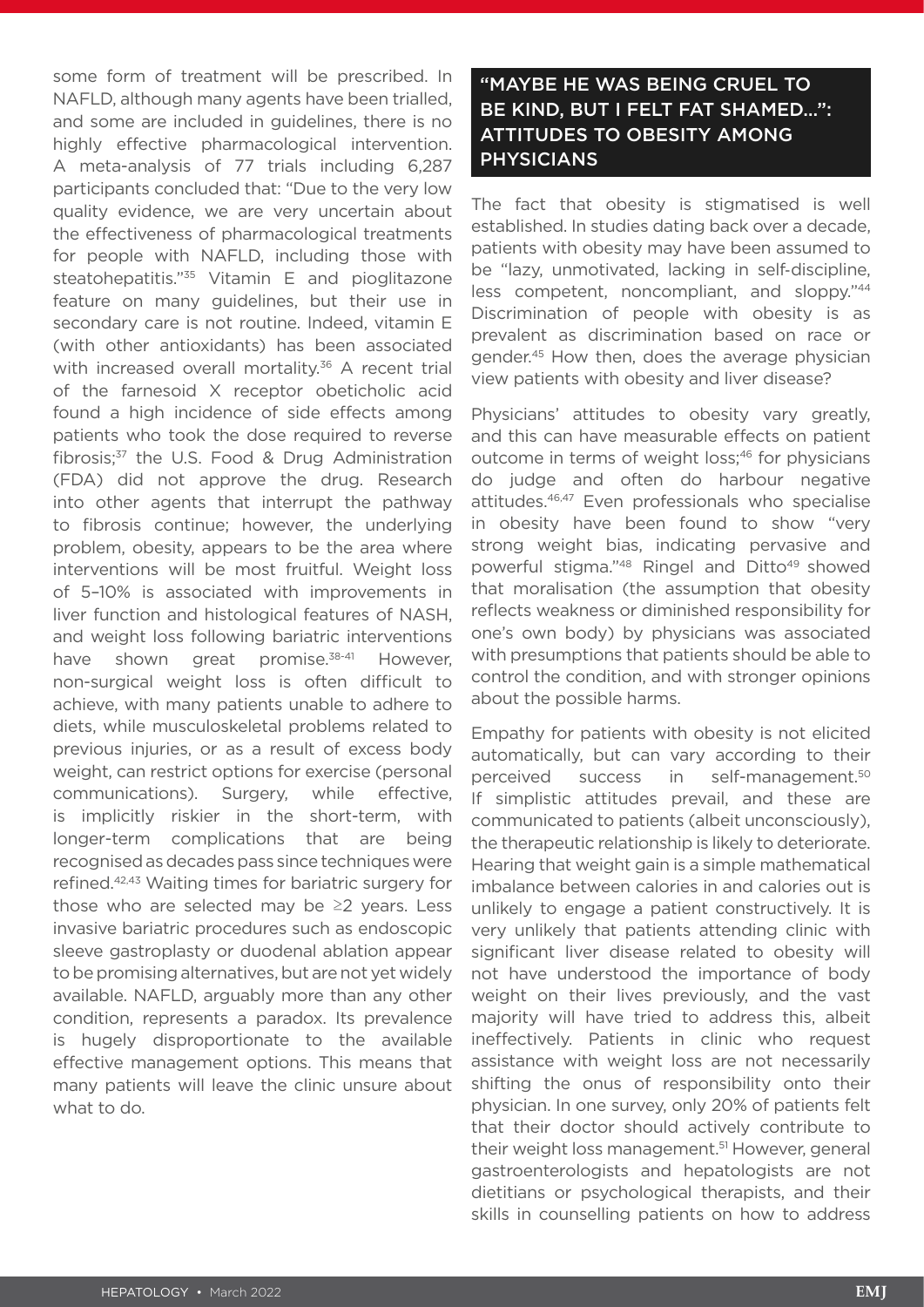some form of treatment will be prescribed. In NAFLD, although many agents have been trialled, and some are included in guidelines, there is no highly effective pharmacological intervention. A meta-analysis of 77 trials including 6,287 participants concluded that: "Due to the very low quality evidence, we are very uncertain about the effectiveness of pharmacological treatments for people with NAFLD, including those with steatohepatitis."[35] Vitamin E and pioglitazone feature on many guidelines, but their use in secondary care is not routine. Indeed, vitamin E (with other antioxidants) has been associated with increased overall mortality.[36] A recent trial of the farnesoid X receptor obeticholic acid found a high incidence of side effects among patients who took the dose required to reverse fibrosis;[37] the U.S. Food & Drug Administration (FDA) did not approve the drug. Research into other agents that interrupt the pathway to fibrosis continue; however, the underlying problem, obesity, appears to be the area where interventions will be most fruitful. Weight loss of 5–10% is associated with improvements in liver function and histological features of NASH, and weight loss following bariatric interventions have shown great promise.[38-41] However, non-surgical weight loss is often difficult to achieve, with many patients unable to adhere to diets, while musculoskeletal problems related to previous injuries, or as a result of excess body weight, can restrict options for exercise (personal communications). Surgery, while effective, is implicitly riskier in the short-term, with longer-term complications that are being recognised as decades pass since techniques were refined.[42,43] Waiting times for bariatric surgery for those who are selected may be ≥2 years. Less invasive bariatric procedures such as endoscopic sleeve gastroplasty or duodenal ablation appear to be promising alternatives, but are not yet widely available. NAFLD, arguably more than any other condition, represents a paradox. Its prevalence is hugely disproportionate to the available effective management options. This means that many patients will leave the clinic unsure about what to do.

## "MAYBE HE WAS BEING CRUEL TO BE KIND, BUT I FELT FAT SHAMED...": ATTITUDES TO OBESITY AMONG PHYSICIANS

The fact that obesity is stigmatised is well established. In studies dating back over a decade, patients with obesity may have been assumed to be "lazy, unmotivated, lacking in self-discipline, less competent, noncompliant, and sloppy."[44] Discrimination of people with obesity is as prevalent as discrimination based on race or gender.[45] How then, does the average physician view patients with obesity and liver disease?

Physicians' attitudes to obesity vary greatly, and this can have measurable effects on patient outcome in terms of weight loss;[46] for physicians do judge and often do harbour negative attitudes.[46,47] Even professionals who specialise in obesity have been found to show "very strong weight bias, indicating pervasive and powerful stigma."[48] Ringel and Ditto[49] showed that moralisation (the assumption that obesity reflects weakness or diminished responsibility for one's own body) by physicians was associated with presumptions that patients should be able to control the condition, and with stronger opinions about the possible harms.

Empathy for patients with obesity is not elicited automatically, but can vary according to their perceived success in self-management.[50] If simplistic attitudes prevail, and these are communicated to patients (albeit unconsciously), the therapeutic relationship is likely to deteriorate. Hearing that weight gain is a simple mathematical imbalance between calories in and calories out is unlikely to engage a patient constructively. It is very unlikely that patients attending clinic with significant liver disease related to obesity will not have understood the importance of body weight on their lives previously, and the vast majority will have tried to address this, albeit ineffectively. Patients in clinic who request assistance with weight loss are not necessarily shifting the onus of responsibility onto their physician. In one survey, only 20% of patients felt that their doctor should actively contribute to their weight loss management.[51] However, general gastroenterologists and hepatologists are not dietitians or psychological therapists, and their skills in counselling patients on how to address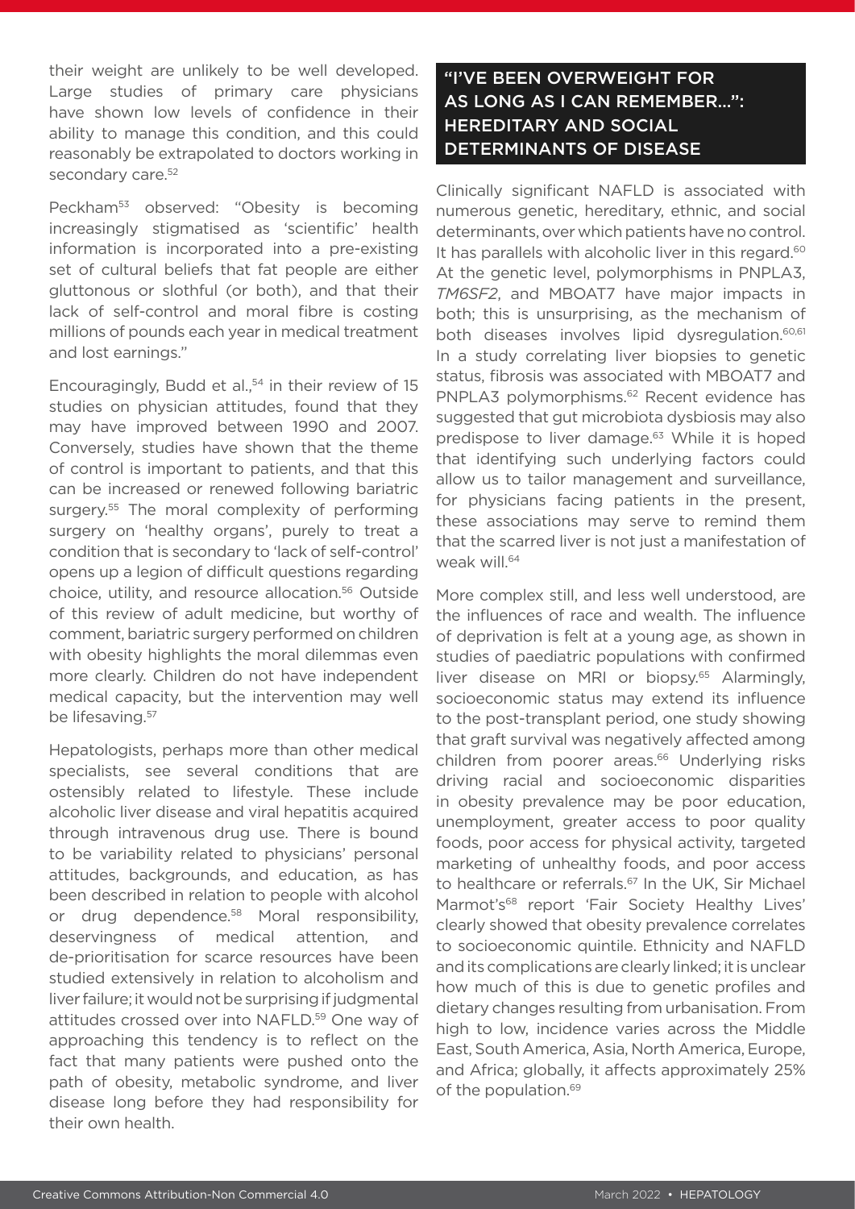their weight are unlikely to be well developed. Large studies of primary care physicians have shown low levels of confidence in their ability to manage this condition, and this could reasonably be extrapolated to doctors working in secondary care.[52]

Peckham[53] observed: "Obesity is becoming increasingly stigmatised as 'scientific' health information is incorporated into a pre-existing set of cultural beliefs that fat people are either gluttonous or slothful (or both), and that their lack of self-control and moral fibre is costing millions of pounds each year in medical treatment and lost earnings."

Encouragingly, Budd et al.,[54] in their review of 15 studies on physician attitudes, found that they may have improved between 1990 and 2007. Conversely, studies have shown that the theme of control is important to patients, and that this can be increased or renewed following bariatric surgery.[55] The moral complexity of performing surgery on 'healthy organs', purely to treat a condition that is secondary to 'lack of self-control' opens up a legion of difficult questions regarding choice, utility, and resource allocation.[56] Outside of this review of adult medicine, but worthy of comment, bariatric surgery performed on children with obesity highlights the moral dilemmas even more clearly. Children do not have independent medical capacity, but the intervention may well be lifesaving.[57]

Hepatologists, perhaps more than other medical specialists, see several conditions that are ostensibly related to lifestyle. These include alcoholic liver disease and viral hepatitis acquired through intravenous drug use. There is bound to be variability related to physicians' personal attitudes, backgrounds, and education, as has been described in relation to people with alcohol or drug dependence.[58] Moral responsibility, deservingness of medical attention, and de-prioritisation for scarce resources have been studied extensively in relation to alcoholism and liver failure; it would not be surprising if judgmental attitudes crossed over into NAFLD.[59] One way of approaching this tendency is to reflect on the fact that many patients were pushed onto the path of obesity, metabolic syndrome, and liver disease long before they had responsibility for their own health.

## "I'VE BEEN OVERWEIGHT FOR AS LONG AS I CAN REMEMBER...": HEREDITARY AND SOCIAL DETERMINANTS OF DISEASE

Clinically significant NAFLD is associated with numerous genetic, hereditary, ethnic, and social determinants, over which patients have no control. It has parallels with alcoholic liver in this regard.[60] At the genetic level, polymorphisms in PNPLA3, *TM6SF2*, and MBOAT7 have major impacts in both; this is unsurprising, as the mechanism of both diseases involves lipid dysregulation.[60,61] In a study correlating liver biopsies to genetic status, fibrosis was associated with MBOAT7 and PNPLA3 polymorphisms.[62] Recent evidence has suggested that gut microbiota dysbiosis may also predispose to liver damage.[63] While it is hoped that identifying such underlying factors could allow us to tailor management and surveillance, for physicians facing patients in the present, these associations may serve to remind them that the scarred liver is not just a manifestation of weak will.[64]

More complex still, and less well understood, are the influences of race and wealth. The influence of deprivation is felt at a young age, as shown in studies of paediatric populations with confirmed liver disease on MRI or biopsy.[65] Alarmingly, socioeconomic status may extend its influence to the post-transplant period, one study showing that graft survival was negatively affected among children from poorer areas.[66] Underlying risks driving racial and socioeconomic disparities in obesity prevalence may be poor education, unemployment, greater access to poor quality foods, poor access for physical activity, targeted marketing of unhealthy foods, and poor access to healthcare or referrals.[67] In the UK, Sir Michael Marmot's[68] report 'Fair Society Healthy Lives' clearly showed that obesity prevalence correlates to socioeconomic quintile. Ethnicity and NAFLD and its complications are clearly linked; it is unclear how much of this is due to genetic profiles and dietary changes resulting from urbanisation. From high to low, incidence varies across the Middle East, South America, Asia, North America, Europe, and Africa; globally, it affects approximately 25% of the population.[69]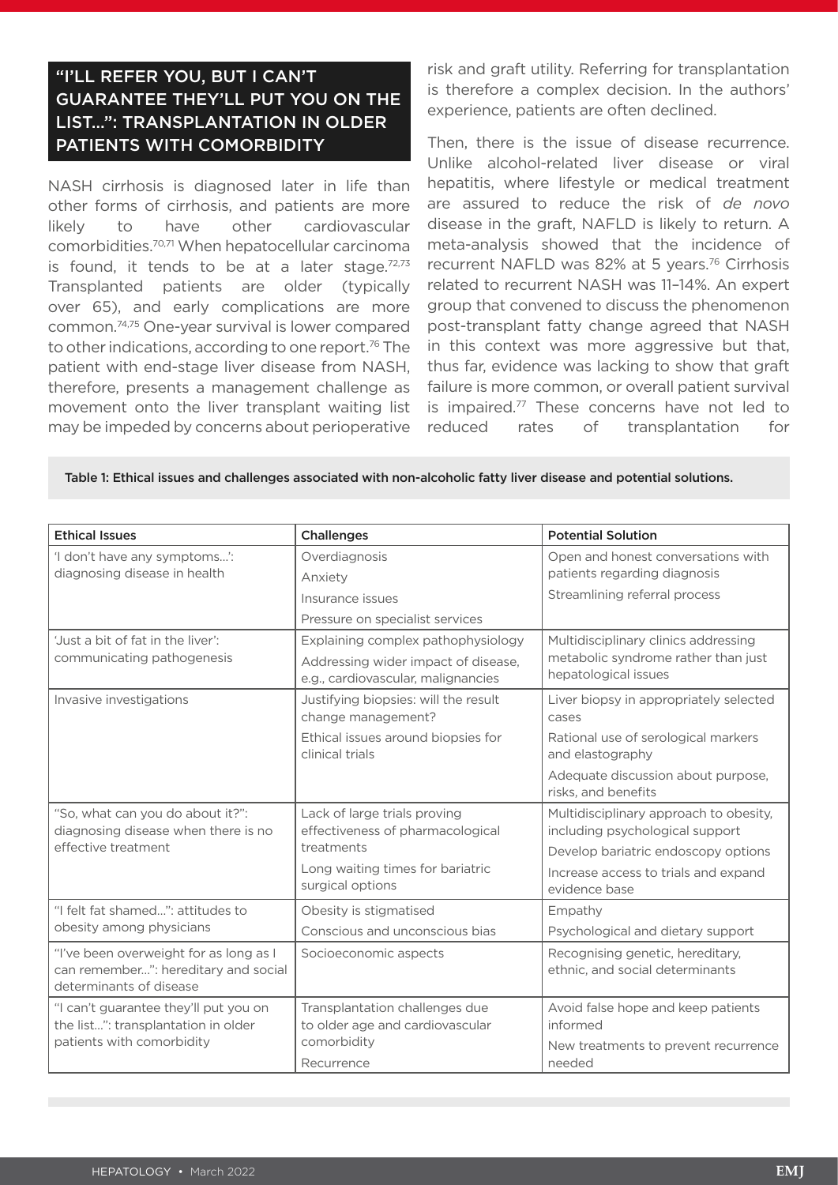## "I'LL REFER YOU, BUT I CAN'T GUARANTEE THEY'LL PUT YOU ON THE LIST...": TRANSPLANTATION IN OLDER PATIENTS WITH COMORBIDITY

NASH cirrhosis is diagnosed later in life than other forms of cirrhosis, and patients are more likely to have other cardiovascular comorbidities.[70,71] When hepatocellular carcinoma is found, it tends to be at a later stage.[72,73] Transplanted patients are older (typically over 65), and early complications are more common.[74,75] One-year survival is lower compared to other indications, according to one report.[76] The patient with end-stage liver disease from NASH, therefore, presents a management challenge as movement onto the liver transplant waiting list may be impeded by concerns about perioperative risk and graft utility. Referring for transplantation is therefore a complex decision. In the authors' experience, patients are often declined.

Then, there is the issue of disease recurrence. Unlike alcohol-related liver disease or viral hepatitis, where lifestyle or medical treatment are assured to reduce the risk of *de novo* disease in the graft, NAFLD is likely to return. A meta-analysis showed that the incidence of recurrent NAFLD was 82% at 5 years.[76] Cirrhosis related to recurrent NASH was 11–14%. An expert group that convened to discuss the phenomenon post-transplant fatty change agreed that NASH in this context was more aggressive but that, thus far, evidence was lacking to show that graft failure is more common, or overall patient survival is impaired.[77] These concerns have not led to reduced rates of transplantation for

Table 1: Ethical issues and challenges associated with non-alcoholic fatty liver disease and potential solutions.

| Ethical Issues | Challenges | Potential Solution |
|---|---|---|
| 'I don't have any symptoms...': diagnosing disease in health | Overdiagnosis<br>Anxiety<br>Insurance issues<br>Pressure on specialist services | Open and honest conversations with patients regarding diagnosis<br>Streamlining referral process |
| 'Just a bit of fat in the liver': communicating pathogenesis | Explaining complex pathophysiology<br>Addressing wider impact of disease, e.g., cardiovascular, malignancies | Multidisciplinary clinics addressing metabolic syndrome rather than just hepatological issues |
| Invasive investigations | Justifying biopsies: will the result change management?<br>Ethical issues around biopsies for clinical trials | Liver biopsy in appropriately selected cases<br>Rational use of serological markers and elastography<br>Adequate discussion about purpose, risks, and benefits |
| "So, what can you do about it?": diagnosing disease when there is no effective treatment | Lack of large trials proving effectiveness of pharmacological treatments<br>Long waiting times for bariatric surgical options | Multidisciplinary approach to obesity, including psychological support<br>Develop bariatric endoscopy options<br>Increase access to trials and expand evidence base |
| "I felt fat shamed...": attitudes to obesity among physicians | Obesity is stigmatised<br>Conscious and unconscious bias | Empathy<br>Psychological and dietary support |
| "I've been overweight for as long as I can remember...": hereditary and social determinants of disease | Socioeconomic aspects | Recognising genetic, hereditary, ethnic, and social determinants |
| "I can't guarantee they'll put you on the list...": transplantation in older patients with comorbidity | Transplantation challenges due to older age and cardiovascular comorbidity<br>Recurrence | Avoid false hope and keep patients informed<br>New treatments to prevent recurrence needed |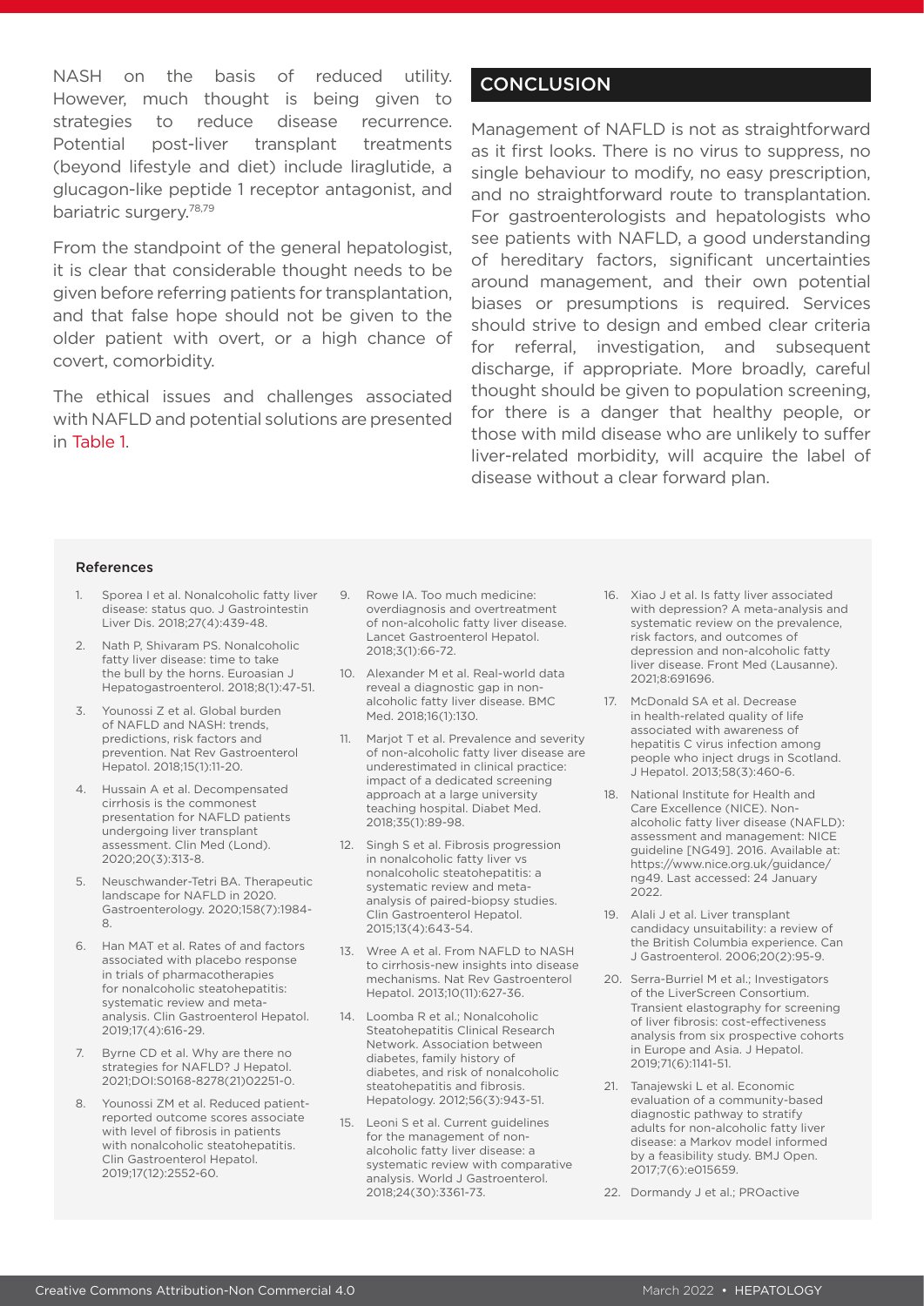NASH on the basis of reduced utility. However, much thought is being given to strategies to reduce disease recurrence. Potential post-liver transplant treatments (beyond lifestyle and diet) include liraglutide, a glucagon-like peptide 1 receptor antagonist, and bariatric surgery.[78,79]

From the standpoint of the general hepatologist, it is clear that considerable thought needs to be given before referring patients for transplantation, and that false hope should not be given to the older patient with overt, or a high chance of covert, comorbidity.

The ethical issues and challenges associated with NAFLD and potential solutions are presented in Table 1.

## CONCLUSION

Management of NAFLD is not as straightforward as it first looks. There is no virus to suppress, no single behaviour to modify, no easy prescription, and no straightforward route to transplantation. For gastroenterologists and hepatologists who see patients with NAFLD, a good understanding of hereditary factors, significant uncertainties around management, and their own potential biases or presumptions is required. Services should strive to design and embed clear criteria for referral, investigation, and subsequent discharge, if appropriate. More broadly, careful thought should be given to population screening, for there is a danger that healthy people, or those with mild disease who are unlikely to suffer liver-related morbidity, will acquire the label of disease without a clear forward plan.

### References

1. Sporea I et al. Nonalcoholic fatty liver disease: status quo. J Gastrointestin Liver Dis. 2018;27(4):439-48.
2. Nath P, Shivaram PS. Nonalcoholic fatty liver disease: time to take the bull by the horns. Euroasian J Hepatogastroenterol. 2018;8(1):47-51.
3. Younossi Z et al. Global burden of NAFLD and NASH: trends, predictions, risk factors and prevention. Nat Rev Gastroenterol Hepatol. 2018;15(1):11-20.
4. Hussain A et al. Decompensated cirrhosis is the commonest presentation for NAFLD patients undergoing liver transplant assessment. Clin Med (Lond). 2020;20(3):313-8.
5. Neuschwander-Tetri BA. Therapeutic landscape for NAFLD in 2020. Gastroenterology. 2020;158(7):1984-8.
6. Han MAT et al. Rates of and factors associated with placebo response in trials of pharmacotherapies for nonalcoholic steatohepatitis: systematic review and meta-analysis. Clin Gastroenterol Hepatol. 2019;17(4):616-29.
7. Byrne CD et al. Why are there no strategies for NAFLD? J Hepatol. 2021;DOI:S0168-8278(21)02251-0.
8. Younossi ZM et al. Reduced patient-reported outcome scores associate with level of fibrosis in patients with nonalcoholic steatohepatitis. Clin Gastroenterol Hepatol. 2019;17(12):2552-60.
9. Rowe IA. Too much medicine: overdiagnosis and overtreatment of non-alcoholic fatty liver disease. Lancet Gastroenterol Hepatol. 2018;3(1):66-72.
10. Alexander M et al. Real-world data reveal a diagnostic gap in non-alcoholic fatty liver disease. BMC Med. 2018;16(1):130.
11. Marjot T et al. Prevalence and severity of non-alcoholic fatty liver disease are underestimated in clinical practice: impact of a dedicated screening approach at a large university teaching hospital. Diabet Med. 2018;35(1):89-98.
12. Singh S et al. Fibrosis progression in nonalcoholic fatty liver vs nonalcoholic steatohepatitis: a systematic review and meta-analysis of paired-biopsy studies. Clin Gastroenterol Hepatol. 2015;13(4):643-54.
13. Wree A et al. From NAFLD to NASH to cirrhosis-new insights into disease mechanisms. Nat Rev Gastroenterol Hepatol. 2013;10(11):627-36.
14. Loomba R et al.; Nonalcoholic Steatohepatitis Clinical Research Network. Association between diabetes, family history of diabetes, and risk of nonalcoholic steatohepatitis and fibrosis. Hepatology. 2012;56(3):943-51.
15. Leoni S et al. Current guidelines for the management of non-alcoholic fatty liver disease: a systematic review with comparative analysis. World J Gastroenterol. 2018;24(30):3361-73.
16. Xiao J et al. Is fatty liver associated with depression? A meta-analysis and systematic review on the prevalence, risk factors, and outcomes of depression and non-alcoholic fatty liver disease. Front Med (Lausanne). 2021;8:691696.
17. McDonald SA et al. Decrease in health-related quality of life associated with awareness of hepatitis C virus infection among people who inject drugs in Scotland. J Hepatol. 2013;58(3):460-6.
18. National Institute for Health and Care Excellence (NICE). Non-alcoholic fatty liver disease (NAFLD): assessment and management: NICE guideline [NG49]. 2016. Available at: https://www.nice.org.uk/guidance/ng49. Last accessed: 24 January 2022.
19. Alali J et al. Liver transplant candidacy unsuitability: a review of the British Columbia experience. Can J Gastroenterol. 2006;20(2):95-9.
20. Serra-Burriel M et al.; Investigators of the LiverScreen Consortium. Transient elastography for screening of liver fibrosis: cost-effectiveness analysis from six prospective cohorts in Europe and Asia. J Hepatol. 2019;71(6):1141-51.
21. Tanajewski L et al. Economic evaluation of a community-based diagnostic pathway to stratify adults for non-alcoholic fatty liver disease: a Markov model informed by a feasibility study. BMJ Open. 2017;7(6):e015659.
22. Dormandy J et al.; PROactive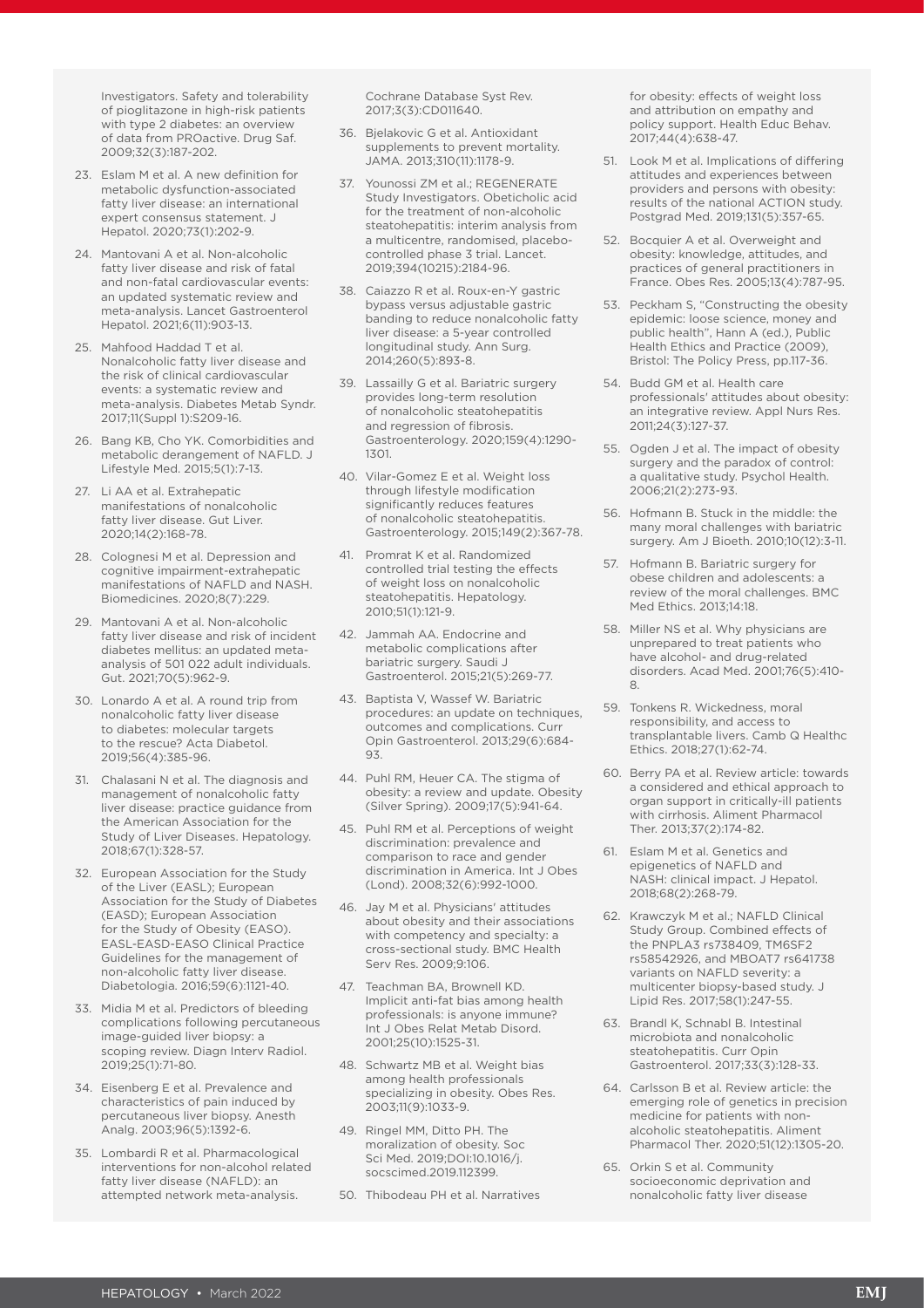Investigators. Safety and tolerability of pioglitazone in high-risk patients with type 2 diabetes: an overview of data from PROactive. Drug Saf. 2009;32(3):187-202.

23. Eslam M et al. A new definition for metabolic dysfunction-associated fatty liver disease: an international expert consensus statement. J Hepatol. 2020;73(1):202-9.
24. Mantovani A et al. Non-alcoholic fatty liver disease and risk of fatal and non-fatal cardiovascular events: an updated systematic review and meta-analysis. Lancet Gastroenterol Hepatol. 2021;6(11):903-13.
25. Mahfood Haddad T et al. Nonalcoholic fatty liver disease and the risk of clinical cardiovascular events: a systematic review and meta-analysis. Diabetes Metab Syndr. 2017;11(Suppl 1):S209-16.
26. Bang KB, Cho YK. Comorbidities and metabolic derangement of NAFLD. J Lifestyle Med. 2015;5(1):7-13.
27. Li AA et al. Extrahepatic manifestations of nonalcoholic fatty liver disease. Gut Liver. 2020;14(2):168-78.
28. Colognesi M et al. Depression and cognitive impairment-extrahepatic manifestations of NAFLD and NASH. Biomedicines. 2020;8(7):229.
29. Mantovani A et al. Non-alcoholic fatty liver disease and risk of incident diabetes mellitus: an updated meta-analysis of 501 022 adult individuals. Gut. 2021;70(5):962-9.
30. Lonardo A et al. A round trip from nonalcoholic fatty liver disease to diabetes: molecular targets to the rescue? Acta Diabetol. 2019;56(4):385-96.
31. Chalasani N et al. The diagnosis and management of nonalcoholic fatty liver disease: practice guidance from the American Association for the Study of Liver Diseases. Hepatology. 2018;67(1):328-57.
32. European Association for the Study of the Liver (EASL); European Association for the Study of Diabetes (EASD); European Association for the Study of Obesity (EASO). EASL-EASD-EASO Clinical Practice Guidelines for the management of non-alcoholic fatty liver disease. Diabetologia. 2016;59(6):1121-40.
33. Midia M et al. Predictors of bleeding complications following percutaneous image-guided liver biopsy: a scoping review. Diagn Interv Radiol. 2019;25(1):71-80.
34. Eisenberg E et al. Prevalence and characteristics of pain induced by percutaneous liver biopsy. Anesth Analg. 2003;96(5):1392-6.
35. Lombardi R et al. Pharmacological interventions for non-alcohol related fatty liver disease (NAFLD): an attempted network meta-analysis. Cochrane Database Syst Rev. 2017;3(3):CD011640.
36. Bjelakovic G et al. Antioxidant supplements to prevent mortality. JAMA. 2013;310(11):1178-9.
37. Younossi ZM et al.; REGENERATE Study Investigators. Obeticholic acid for the treatment of non-alcoholic steatohepatitis: interim analysis from a multicentre, randomised, placebo-controlled phase 3 trial. Lancet. 2019;394(10215):2184-96.
38. Caiazzo R et al. Roux-en-Y gastric bypass versus adjustable gastric banding to reduce nonalcoholic fatty liver disease: a 5-year controlled longitudinal study. Ann Surg. 2014;260(5):893-8.
39. Lassailly G et al. Bariatric surgery provides long-term resolution of nonalcoholic steatohepatitis and regression of fibrosis. Gastroenterology. 2020;159(4):1290-1301.
40. Vilar-Gomez E et al. Weight loss through lifestyle modification significantly reduces features of nonalcoholic steatohepatitis. Gastroenterology. 2015;149(2):367-78.
41. Promrat K et al. Randomized controlled trial testing the effects of weight loss on nonalcoholic steatohepatitis. Hepatology. 2010;51(1):121-9.
42. Jammah AA. Endocrine and metabolic complications after bariatric surgery. Saudi J Gastroenterol. 2015;21(5):269-77.
43. Baptista V, Wassef W. Bariatric procedures: an update on techniques, outcomes and complications. Curr Opin Gastroenterol. 2013;29(6):684-93.
44. Puhl RM, Heuer CA. The stigma of obesity: a review and update. Obesity (Silver Spring). 2009;17(5):941-64.
45. Puhl RM et al. Perceptions of weight discrimination: prevalence and comparison to race and gender discrimination in America. Int J Obes (Lond). 2008;32(6):992-1000.
46. Jay M et al. Physicians' attitudes about obesity and their associations with competency and specialty: a cross-sectional study. BMC Health Serv Res. 2009;9:106.
47. Teachman BA, Brownell KD. Implicit anti-fat bias among health professionals: is anyone immune? Int J Obes Relat Metab Disord. 2001;25(10):1525-31.
48. Schwartz MB et al. Weight bias among health professionals specializing in obesity. Obes Res. 2003;11(9):1033-9.
49. Ringel MM, Ditto PH. The moralization of obesity. Soc Sci Med. 2019;DOI:10.1016/j.socscimed.2019.112399.
50. Thibodeau PH et al. Narratives for obesity: effects of weight loss and attribution on empathy and policy support. Health Educ Behav. 2017;44(4):638-47.
51. Look M et al. Implications of differing attitudes and experiences between providers and persons with obesity: results of the national ACTION study. Postgrad Med. 2019;131(5):357-65.
52. Bocquier A et al. Overweight and obesity: knowledge, attitudes, and practices of general practitioners in France. Obes Res. 2005;13(4):787-95.
53. Peckham S, "Constructing the obesity epidemic: loose science, money and public health", Hann A (ed.), Public Health Ethics and Practice (2009), Bristol: The Policy Press, pp.117-36.
54. Budd GM et al. Health care professionals' attitudes about obesity: an integrative review. Appl Nurs Res. 2011;24(3):127-37.
55. Ogden J et al. The impact of obesity surgery and the paradox of control: a qualitative study. Psychol Health. 2006;21(2):273-93.
56. Hofmann B. Stuck in the middle: the many moral challenges with bariatric surgery. Am J Bioeth. 2010;10(12):3-11.
57. Hofmann B. Bariatric surgery for obese children and adolescents: a review of the moral challenges. BMC Med Ethics. 2013;14:18.
58. Miller NS et al. Why physicians are unprepared to treat patients who have alcohol- and drug-related disorders. Acad Med. 2001;76(5):410-8.
59. Tonkens R. Wickedness, moral responsibility, and access to transplantable livers. Camb Q Healthc Ethics. 2018;27(1):62-74.
60. Berry PA et al. Review article: towards a considered and ethical approach to organ support in critically-ill patients with cirrhosis. Aliment Pharmacol Ther. 2013;37(2):174-82.
61. Eslam M et al. Genetics and epigenetics of NAFLD and NASH: clinical impact. J Hepatol. 2018;68(2):268-79.
62. Krawczyk M et al.; NAFLD Clinical Study Group. Combined effects of the PNPLA3 rs738409, TM6SF2 rs58542926, and MBOAT7 rs641738 variants on NAFLD severity: a multicenter biopsy-based study. J Lipid Res. 2017;58(1):247-55.
63. Brandl K, Schnabl B. Intestinal microbiota and nonalcoholic steatohepatitis. Curr Opin Gastroenterol. 2017;33(3):128-33.
64. Carlsson B et al. Review article: the emerging role of genetics in precision medicine for patients with non-alcoholic steatohepatitis. Aliment Pharmacol Ther. 2020;51(12):1305-20.
65. Orkin S et al. Community socioeconomic deprivation and nonalcoholic fatty liver disease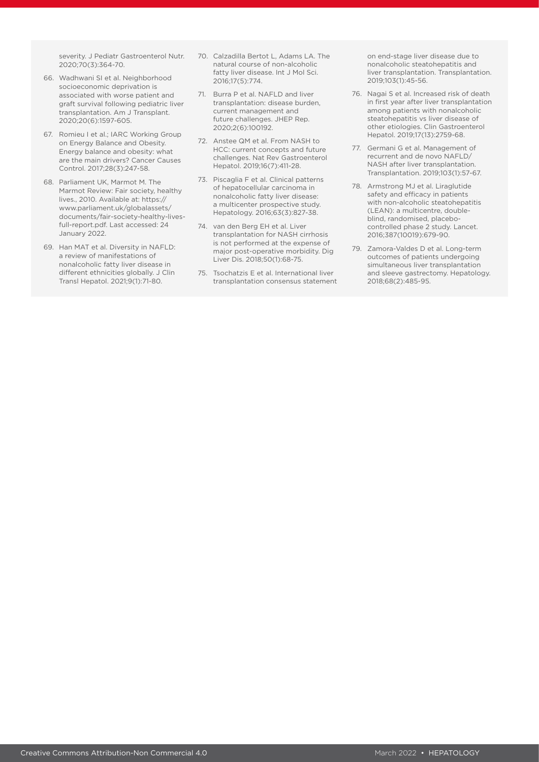severity. J Pediatr Gastroenterol Nutr. 2020;70(3):364-70.

66. Wadhwani SI et al. Neighborhood socioeconomic deprivation is associated with worse patient and graft survival following pediatric liver transplantation. Am J Transplant. 2020;20(6):1597-605.
67. Romieu I et al.; IARC Working Group on Energy Balance and Obesity. Energy balance and obesity: what are the main drivers? Cancer Causes Control. 2017;28(3):247-58.
68. Parliament UK, Marmot M. The Marmot Review: Fair society, healthy lives., 2010. Available at: https://www.parliament.uk/globalassets/documents/fair-society-healthy-lives-full-report.pdf. Last accessed: 24 January 2022.
69. Han MAT et al. Diversity in NAFLD: a review of manifestations of nonalcoholic fatty liver disease in different ethnicities globally. J Clin Transl Hepatol. 2021;9(1):71-80.
70. Calzadilla Bertot L, Adams LA. The natural course of non-alcoholic fatty liver disease. Int J Mol Sci. 2016;17(5):774.
71. Burra P et al. NAFLD and liver transplantation: disease burden, current management and future challenges. JHEP Rep. 2020;2(6):100192.
72. Anstee QM et al. From NASH to HCC: current concepts and future challenges. Nat Rev Gastroenterol Hepatol. 2019;16(7):411-28.
73. Piscaglia F et al. Clinical patterns of hepatocellular carcinoma in nonalcoholic fatty liver disease: a multicenter prospective study. Hepatology. 2016;63(3):827-38.
74. van den Berg EH et al. Liver transplantation for NASH cirrhosis is not performed at the expense of major post-operative morbidity. Dig Liver Dis. 2018;50(1):68-75.
75. Tsochatzis E et al. International liver transplantation consensus statement on end-stage liver disease due to nonalcoholic steatohepatitis and liver transplantation. Transplantation. 2019;103(1):45-56.
76. Nagai S et al. Increased risk of death in first year after liver transplantation among patients with nonalcoholic steatohepatitis vs liver disease of other etiologies. Clin Gastroenterol Hepatol. 2019;17(13):2759-68.
77. Germani G et al. Management of recurrent and de novo NAFLD/NASH after liver transplantation. Transplantation. 2019;103(1):57-67.
78. Armstrong MJ et al. Liraglutide safety and efficacy in patients with non-alcoholic steatohepatitis (LEAN): a multicentre, double-blind, randomised, placebo-controlled phase 2 study. Lancet. 2016;387(10019):679-90.
79. Zamora-Valdes D et al. Long-term outcomes of patients undergoing simultaneous liver transplantation and sleeve gastrectomy. Hepatology. 2018;68(2):485-95.